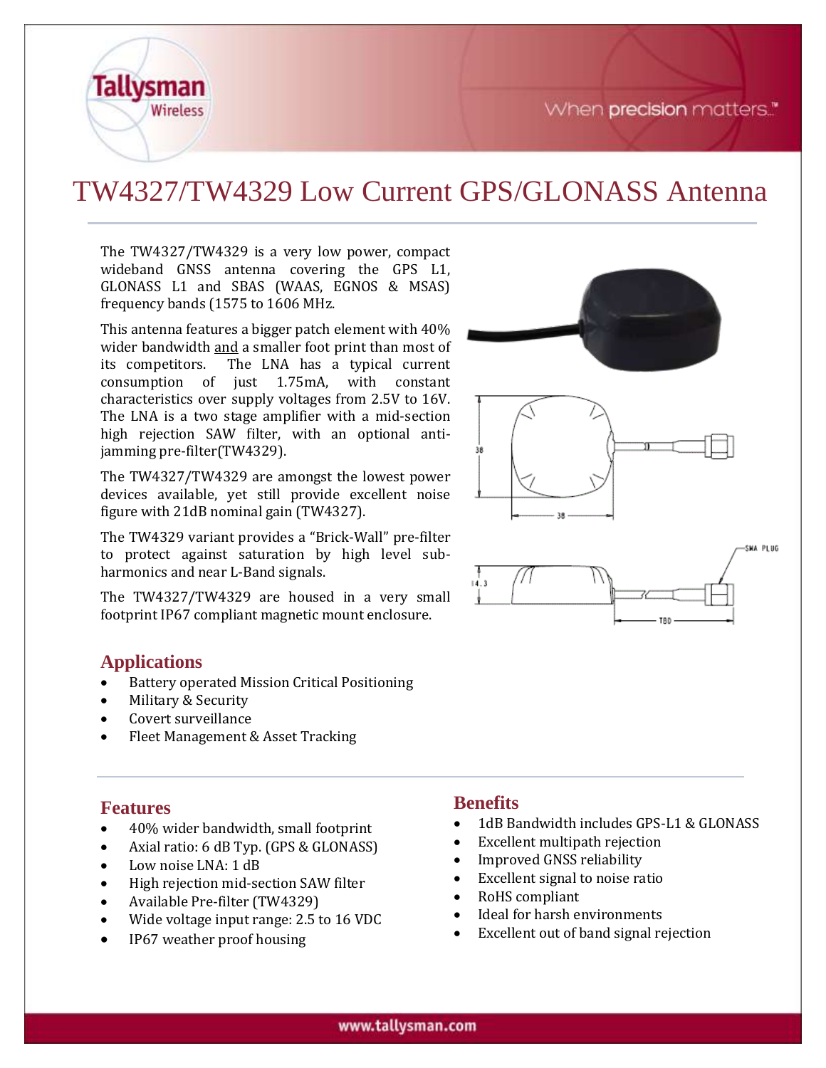# TW4327/TW4329 Low Current GPS/GLONASS Antenna

The TW4327/TW4329 is a very low power, compact wideband GNSS antenna covering the GPS L1, GLONASS L1 and SBAS (WAAS, EGNOS & MSAS) frequency bands (1575 to 1606 MHz.

This antenna features a bigger patch element with 40% wider bandwidth and a smaller foot print than most of its competitors. The LNA has a typical current consumption of just 1.75mA, with constant characteristics over supply voltages from 2.5V to 16V. The LNA is a two stage amplifier with a mid-section high rejection SAW filter, with an optional anti-jamming pre-filter(TW4329).

The TW4327/TW4329 are amongst the lowest power devices available, yet still provide excellent noise figure with 21dB nominal gain (TW4327).

The TW4329 variant provides a "Brick-Wall" pre-filter to protect against saturation by high level sub-harmonics and near L-Band signals.

The TW4327/TW4329 are housed in a very small footprint IP67 compliant magnetic mount enclosure.

## Applications

- Battery operated Mission Critical Positioning
- Military & Security
- Covert surveillance
- Fleet Management & Asset Tracking

## Features

- 40% wider bandwidth, small footprint
- Axial ratio: 6 dB Typ. (GPS & GLONASS)
- Low noise LNA: 1 dB
- High rejection mid-section SAW filter
- Available Pre-filter (TW4329)
- Wide voltage input range: 2.5 to 16 VDC
- IP67 weather proof housing

## Benefits

- 1dB Bandwidth includes GPS-L1 & GLONASS
- Excellent multipath rejection
- Improved GNSS reliability
- Excellent signal to noise ratio
- RoHS compliant
- Ideal for harsh environments
- Excellent out of band signal rejection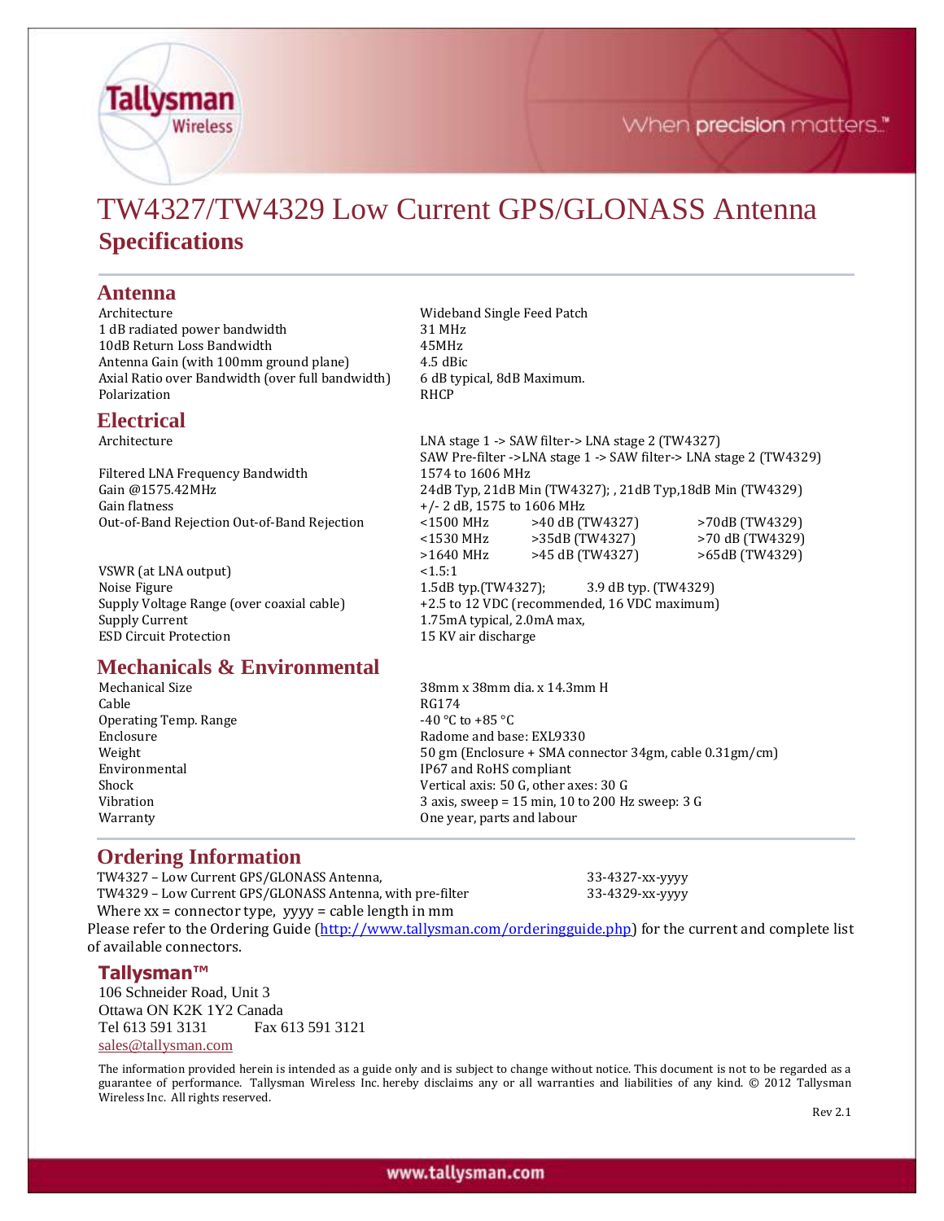# TW4327/TW4329 Low Current GPS/GLONASS Antenna

## Specifications

### Antenna

| | |
|---|---|
| Architecture | Wideband Single Feed Patch |
| 1 dB radiated power bandwidth | 31 MHz |
| 10dB Return Loss Bandwidth | 45MHz |
| Antenna Gain (with 100mm ground plane) | 4.5 dBic |
| Axial Ratio over Bandwidth (over full bandwidth) | 6 dB typical, 8dB Maximum. |
| Polarization | RHCP |

### Electrical

| | | | |
|---|---|---|---|
| Architecture | LNA stage 1 -> SAW filter-> LNA stage 2 (TW4327)<br>SAW Pre-filter ->LNA stage 1 -> SAW filter-> LNA stage 2 (TW4329) | | |
| Filtered LNA Frequency Bandwidth | 1574 to 1606 MHz | | |
| Gain @1575.42MHz | 24dB Typ, 21dB Min (TW4327); , 21dB Typ,18dB Min (TW4329) | | |
| Gain flatness | +/- 2 dB, 1575 to 1606 MHz | | |
| Out-of-Band Rejection Out-of-Band Rejection | <1500 MHz | >40 dB (TW4327) | >70dB (TW4329) |
| | <1530 MHz | >35dB (TW4327) | >70 dB (TW4329) |
| | >1640 MHz | >45 dB (TW4327) | >65dB (TW4329) |
| VSWR (at LNA output) | <1.5:1 | | |
| Noise Figure | 1.5dB typ.(TW4327); 3.9 dB typ. (TW4329) | | |
| Supply Voltage Range (over coaxial cable) | +2.5 to 12 VDC (recommended, 16 VDC maximum) | | |
| Supply Current | 1.75mA typical, 2.0mA max, | | |
| ESD Circuit Protection | 15 KV air discharge | | |

### Mechanicals & Environmental

| | |
|---|---|
| Mechanical Size | 38mm x 38mm dia. x 14.3mm H |
| Cable | RG174 |
| Operating Temp. Range | -40 °C to +85 °C |
| Enclosure | Radome and base: EXL9330 |
| Weight | 50 gm (Enclosure + SMA connector 34gm, cable 0.31gm/cm) |
| Environmental | IP67 and RoHS compliant |
| Shock | Vertical axis: 50 G, other axes: 30 G |
| Vibration | 3 axis, sweep = 15 min, 10 to 200 Hz sweep: 3 G |
| Warranty | One year, parts and labour |

### Ordering Information

| | |
|---|---|
| TW4327 – Low Current GPS/GLONASS Antenna, | 33-4327-xx-yyyy |
| TW4329 – Low Current GPS/GLONASS Antenna, with pre-filter | 33-4329-xx-yyyy |

Where xx = connector type, yyyy = cable length in mm

Please refer to the Ordering Guide (http://www.tallysman.com/orderingguide.php) for the current and complete list of available connectors.

### Tallysman™

106 Schneider Road, Unit 3
Ottawa ON K2K 1Y2 Canada
Tel 613 591 3131 Fax 613 591 3121
sales@tallysman.com

The information provided herein is intended as a guide only and is subject to change without notice. This document is not to be regarded as a guarantee of performance. Tallysman Wireless Inc. hereby disclaims any or all warranties and liabilities of any kind. © 2012 Tallysman Wireless Inc. All rights reserved.

Rev 2.1